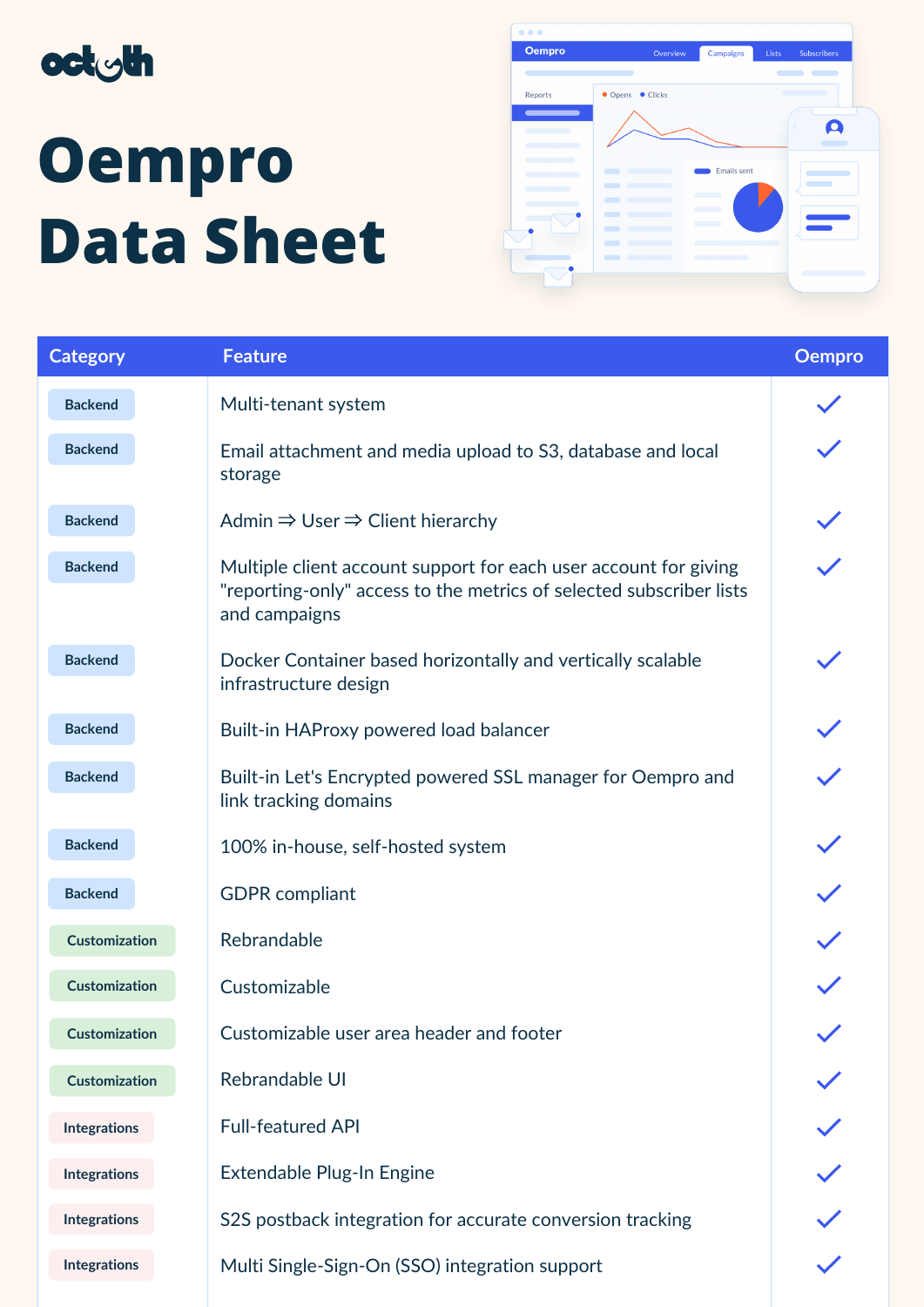octeth

# Oempro Data Sheet

| Category | Feature | Oempro |
|---|---|---|
| Backend | Multi-tenant system | ✓ |
| Backend | Email attachment and media upload to S3, database and local storage | ✓ |
| Backend | Admin ⇒ User ⇒ Client hierarchy | ✓ |
| Backend | Multiple client account support for each user account for giving "reporting-only" access to the metrics of selected subscriber lists and campaigns | ✓ |
| Backend | Docker Container based horizontally and vertically scalable infrastructure design | ✓ |
| Backend | Built-in HAProxy powered load balancer | ✓ |
| Backend | Built-in Let's Encrypted powered SSL manager for Oempro and link tracking domains | ✓ |
| Backend | 100% in-house, self-hosted system | ✓ |
| Backend | GDPR compliant | ✓ |
| Customization | Rebrandable | ✓ |
| Customization | Customizable | ✓ |
| Customization | Customizable user area header and footer | ✓ |
| Customization | Rebrandable UI | ✓ |
| Integrations | Full-featured API | ✓ |
| Integrations | Extendable Plug-In Engine | ✓ |
| Integrations | S2S postback integration for accurate conversion tracking | ✓ |
| Integrations | Multi Single-Sign-On (SSO) integration support | ✓ |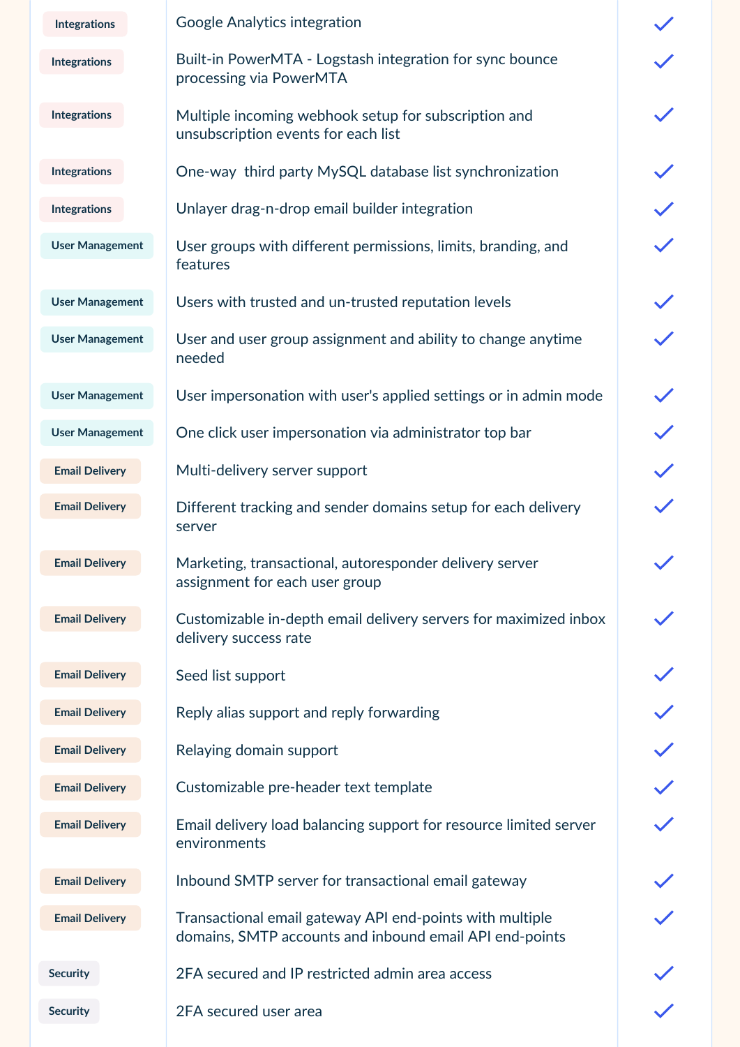| Category | Feature | |
| --- | --- | --- |
| Integrations | Google Analytics integration | ✓ |
| Integrations | Built-in PowerMTA - Logstash integration for sync bounce processing via PowerMTA | ✓ |
| Integrations | Multiple incoming webhook setup for subscription and unsubscription events for each list | ✓ |
| Integrations | One-way  third party MySQL database list synchronization | ✓ |
| Integrations | Unlayer drag-n-drop email builder integration | ✓ |
| User Management | User groups with different permissions, limits, branding, and features | ✓ |
| User Management | Users with trusted and un-trusted reputation levels | ✓ |
| User Management | User and user group assignment and ability to change anytime needed | ✓ |
| User Management | User impersonation with user's applied settings or in admin mode | ✓ |
| User Management | One click user impersonation via administrator top bar | ✓ |
| Email Delivery | Multi-delivery server support | ✓ |
| Email Delivery | Different tracking and sender domains setup for each delivery server | ✓ |
| Email Delivery | Marketing, transactional, autoresponder delivery server assignment for each user group | ✓ |
| Email Delivery | Customizable in-depth email delivery servers for maximized inbox delivery success rate | ✓ |
| Email Delivery | Seed list support | ✓ |
| Email Delivery | Reply alias support and reply forwarding | ✓ |
| Email Delivery | Relaying domain support | ✓ |
| Email Delivery | Customizable pre-header text template | ✓ |
| Email Delivery | Email delivery load balancing support for resource limited server environments | ✓ |
| Email Delivery | Inbound SMTP server for transactional email gateway | ✓ |
| Email Delivery | Transactional email gateway API end-points with multiple domains, SMTP accounts and inbound email API end-points | ✓ |
| Security | 2FA secured and IP restricted admin area access | ✓ |
| Security | 2FA secured user area | ✓ |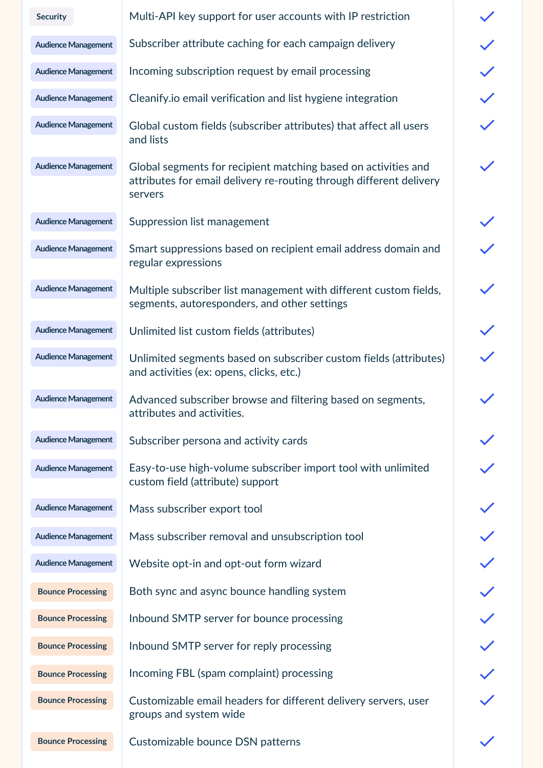| | | |
|---|---|---|
| Security | Multi-API key support for user accounts with IP restriction | ✓ |
| Audience Management | Subscriber attribute caching for each campaign delivery | ✓ |
| Audience Management | Incoming subscription request by email processing | ✓ |
| Audience Management | Cleanify.io email verification and list hygiene integration | ✓ |
| Audience Management | Global custom fields (subscriber attributes) that affect all users and lists | ✓ |
| Audience Management | Global segments for recipient matching based on activities and attributes for email delivery re-routing through different delivery servers | ✓ |
| Audience Management | Suppression list management | ✓ |
| Audience Management | Smart suppressions based on recipient email address domain and regular expressions | ✓ |
| Audience Management | Multiple subscriber list management with different custom fields, segments, autoresponders, and other settings | ✓ |
| Audience Management | Unlimited list custom fields (attributes) | ✓ |
| Audience Management | Unlimited segments based on subscriber custom fields (attributes) and activities (ex: opens, clicks, etc.) | ✓ |
| Audience Management | Advanced subscriber browse and filtering based on segments, attributes and activities. | ✓ |
| Audience Management | Subscriber persona and activity cards | ✓ |
| Audience Management | Easy-to-use high-volume subscriber import tool with unlimited custom field (attribute) support | ✓ |
| Audience Management | Mass subscriber export tool | ✓ |
| Audience Management | Mass subscriber removal and unsubscription tool | ✓ |
| Audience Management | Website opt-in and opt-out form wizard | ✓ |
| Bounce Processing | Both sync and async bounce handling system | ✓ |
| Bounce Processing | Inbound SMTP server for bounce processing | ✓ |
| Bounce Processing | Inbound SMTP server for reply processing | ✓ |
| Bounce Processing | Incoming FBL (spam complaint) processing | ✓ |
| Bounce Processing | Customizable email headers for different delivery servers, user groups and system wide | ✓ |
| Bounce Processing | Customizable bounce DSN patterns | ✓ |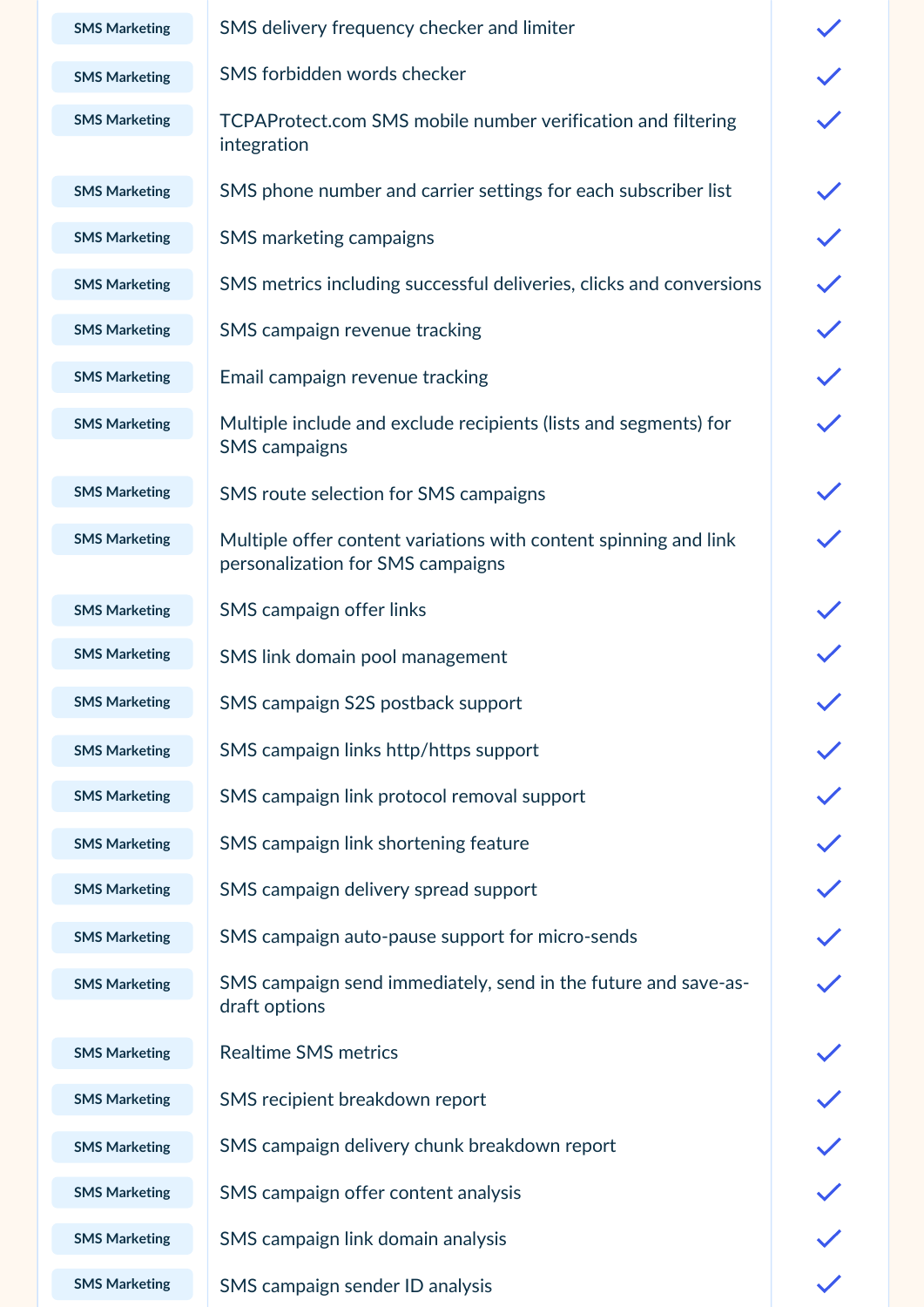| | | |
|---|---|---|
| SMS Marketing | SMS delivery frequency checker and limiter | ✓ |
| SMS Marketing | SMS forbidden words checker | ✓ |
| SMS Marketing | TCPAProtect.com SMS mobile number verification and filtering integration | ✓ |
| SMS Marketing | SMS phone number and carrier settings for each subscriber list | ✓ |
| SMS Marketing | SMS marketing campaigns | ✓ |
| SMS Marketing | SMS metrics including successful deliveries, clicks and conversions | ✓ |
| SMS Marketing | SMS campaign revenue tracking | ✓ |
| SMS Marketing | Email campaign revenue tracking | ✓ |
| SMS Marketing | Multiple include and exclude recipients (lists and segments) for SMS campaigns | ✓ |
| SMS Marketing | SMS route selection for SMS campaigns | ✓ |
| SMS Marketing | Multiple offer content variations with content spinning and link personalization for SMS campaigns | ✓ |
| SMS Marketing | SMS campaign offer links | ✓ |
| SMS Marketing | SMS link domain pool management | ✓ |
| SMS Marketing | SMS campaign S2S postback support | ✓ |
| SMS Marketing | SMS campaign links http/https support | ✓ |
| SMS Marketing | SMS campaign link protocol removal support | ✓ |
| SMS Marketing | SMS campaign link shortening feature | ✓ |
| SMS Marketing | SMS campaign delivery spread support | ✓ |
| SMS Marketing | SMS campaign auto-pause support for micro-sends | ✓ |
| SMS Marketing | SMS campaign send immediately, send in the future and save-as-draft options | ✓ |
| SMS Marketing | Realtime SMS metrics | ✓ |
| SMS Marketing | SMS recipient breakdown report | ✓ |
| SMS Marketing | SMS campaign delivery chunk breakdown report | ✓ |
| SMS Marketing | SMS campaign offer content analysis | ✓ |
| SMS Marketing | SMS campaign link domain analysis | ✓ |
| SMS Marketing | SMS campaign sender ID analysis | ✓ |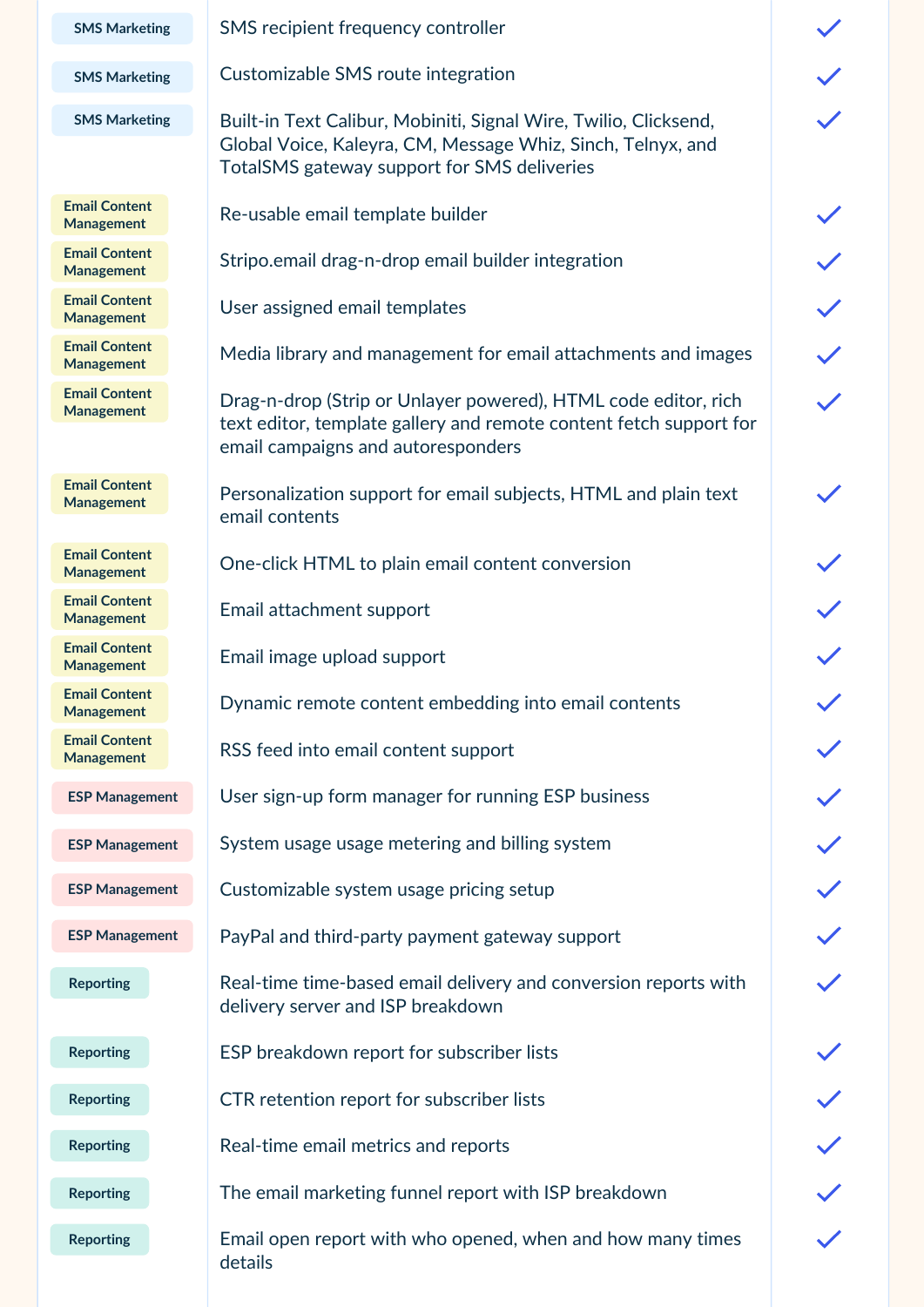| | | |
|---|---|---|
| SMS Marketing | SMS recipient frequency controller | ✓ |
| SMS Marketing | Customizable SMS route integration | ✓ |
| SMS Marketing | Built-in Text Calibur, Mobiniti, Signal Wire, Twilio, Clicksend, Global Voice, Kaleyra, CM, Message Whiz, Sinch, Telnyx, and TotalSMS gateway support for SMS deliveries | ✓ |
| Email Content Management | Re-usable email template builder | ✓ |
| Email Content Management | Stripo.email drag-n-drop email builder integration | ✓ |
| Email Content Management | User assigned email templates | ✓ |
| Email Content Management | Media library and management for email attachments and images | ✓ |
| Email Content Management | Drag-n-drop (Strip or Unlayer powered), HTML code editor, rich text editor, template gallery and remote content fetch support for email campaigns and autoresponders | ✓ |
| Email Content Management | Personalization support for email subjects, HTML and plain text email contents | ✓ |
| Email Content Management | One-click HTML to plain email content conversion | ✓ |
| Email Content Management | Email attachment support | ✓ |
| Email Content Management | Email image upload support | ✓ |
| Email Content Management | Dynamic remote content embedding into email contents | ✓ |
| Email Content Management | RSS feed into email content support | ✓ |
| ESP Management | User sign-up form manager for running ESP business | ✓ |
| ESP Management | System usage usage metering and billing system | ✓ |
| ESP Management | Customizable system usage pricing setup | ✓ |
| ESP Management | PayPal and third-party payment gateway support | ✓ |
| Reporting | Real-time time-based email delivery and conversion reports with delivery server and ISP breakdown | ✓ |
| Reporting | ESP breakdown report for subscriber lists | ✓ |
| Reporting | CTR retention report for subscriber lists | ✓ |
| Reporting | Real-time email metrics and reports | ✓ |
| Reporting | The email marketing funnel report with ISP breakdown | ✓ |
| Reporting | Email open report with who opened, when and how many times details | ✓ |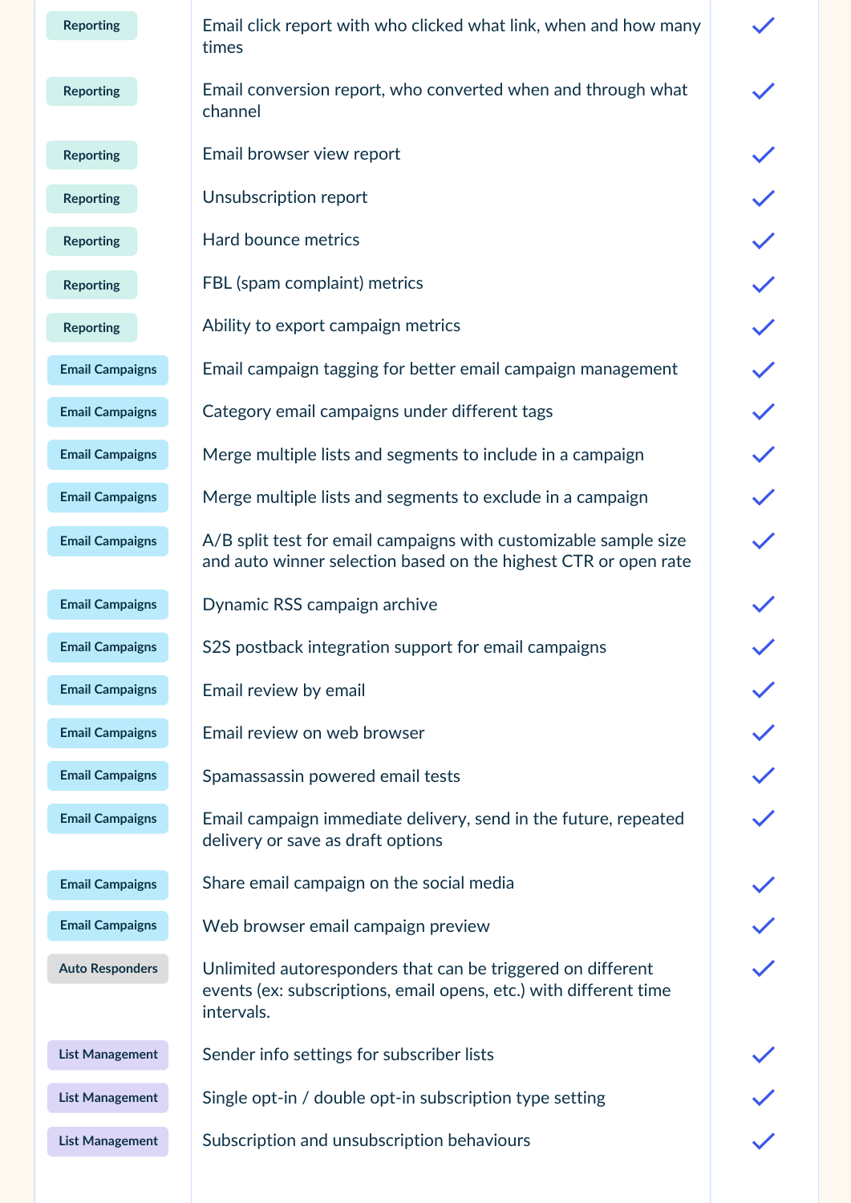| | | |
|---|---|---|
| Reporting | Email click report with who clicked what link, when and how many times | ✓ |
| Reporting | Email conversion report, who converted when and through what channel | ✓ |
| Reporting | Email browser view report | ✓ |
| Reporting | Unsubscription report | ✓ |
| Reporting | Hard bounce metrics | ✓ |
| Reporting | FBL (spam complaint) metrics | ✓ |
| Reporting | Ability to export campaign metrics | ✓ |
| Email Campaigns | Email campaign tagging for better email campaign management | ✓ |
| Email Campaigns | Category email campaigns under different tags | ✓ |
| Email Campaigns | Merge multiple lists and segments to include in a campaign | ✓ |
| Email Campaigns | Merge multiple lists and segments to exclude in a campaign | ✓ |
| Email Campaigns | A/B split test for email campaigns with customizable sample size and auto winner selection based on the highest CTR or open rate | ✓ |
| Email Campaigns | Dynamic RSS campaign archive | ✓ |
| Email Campaigns | S2S postback integration support for email campaigns | ✓ |
| Email Campaigns | Email review by email | ✓ |
| Email Campaigns | Email review on web browser | ✓ |
| Email Campaigns | Spamassassin powered email tests | ✓ |
| Email Campaigns | Email campaign immediate delivery, send in the future, repeated delivery or save as draft options | ✓ |
| Email Campaigns | Share email campaign on the social media | ✓ |
| Email Campaigns | Web browser email campaign preview | ✓ |
| Auto Responders | Unlimited autoresponders that can be triggered on different events (ex: subscriptions, email opens, etc.) with different time intervals. | ✓ |
| List Management | Sender info settings for subscriber lists | ✓ |
| List Management | Single opt-in / double opt-in subscription type setting | ✓ |
| List Management | Subscription and unsubscription behaviours | ✓ |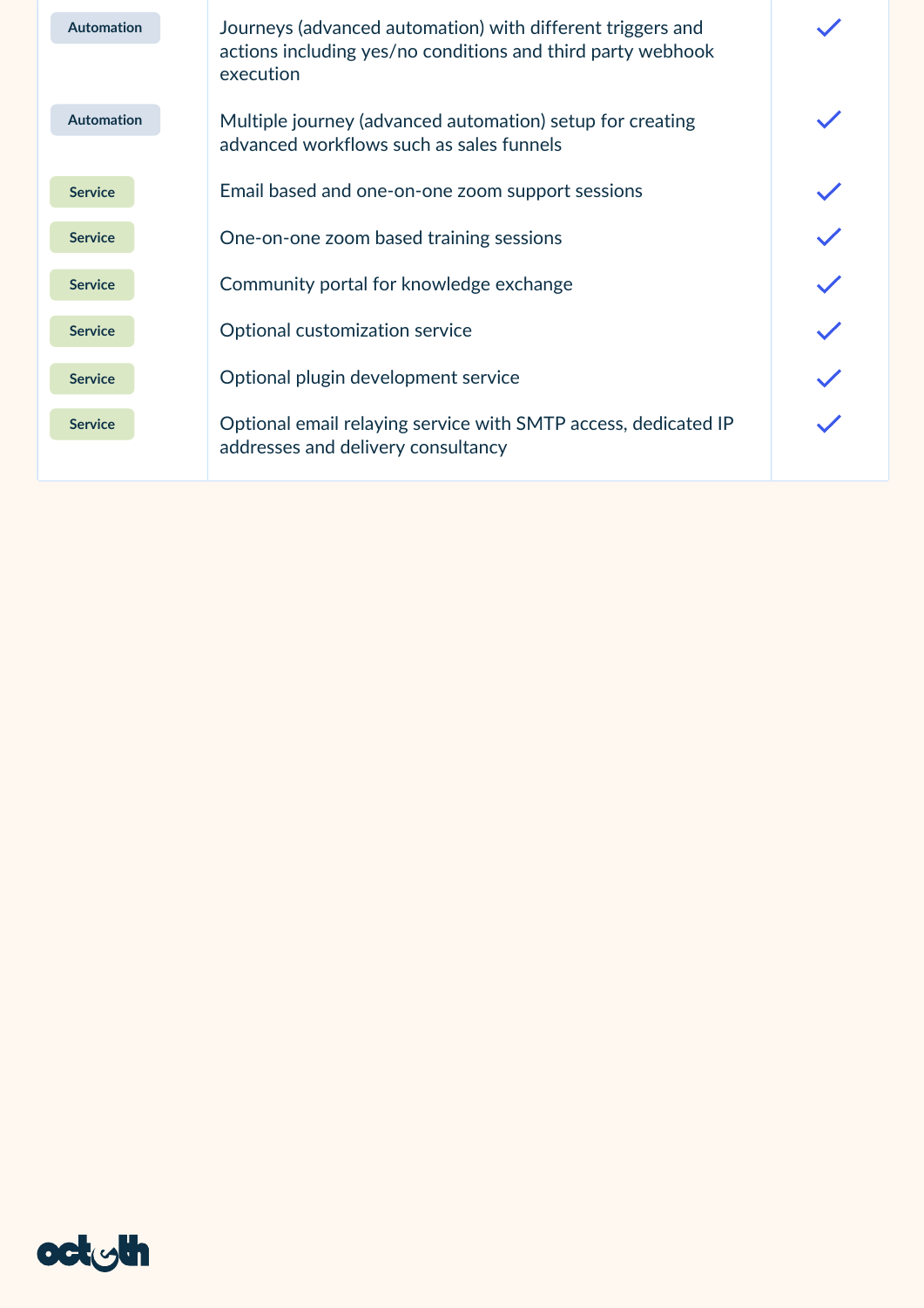| | | |
|---|---|---|
| Automation | Journeys (advanced automation) with different triggers and actions including yes/no conditions and third party webhook execution | ✓ |
| Automation | Multiple journey (advanced automation) setup for creating advanced workflows such as sales funnels | ✓ |
| Service | Email based and one-on-one zoom support sessions | ✓ |
| Service | One-on-one zoom based training sessions | ✓ |
| Service | Community portal for knowledge exchange | ✓ |
| Service | Optional customization service | ✓ |
| Service | Optional plugin development service | ✓ |
| Service | Optional email relaying service with SMTP access, dedicated IP addresses and delivery consultancy | ✓ |